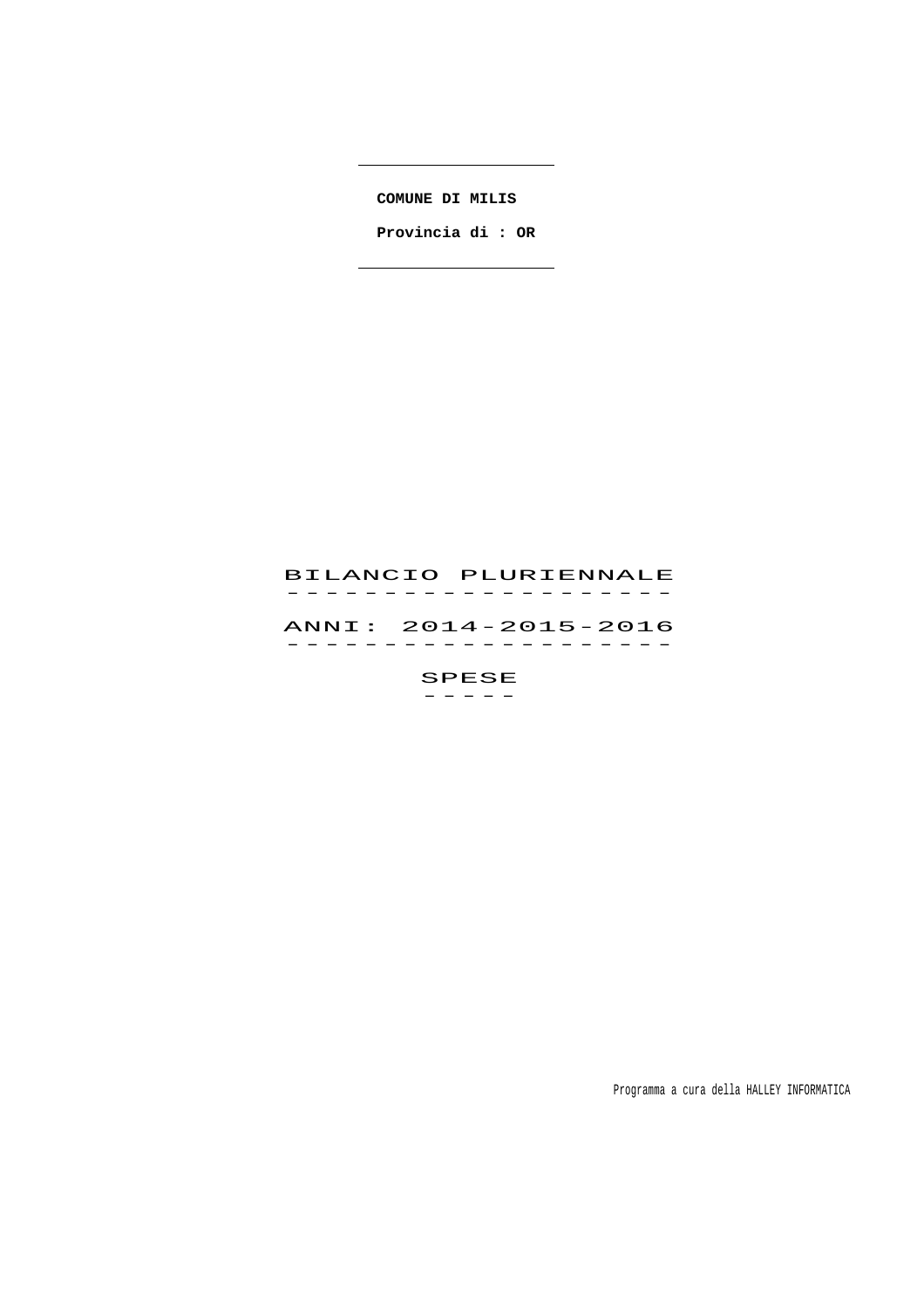**COMUNE DI MILIS**

**Provincia di : OR**

# BILANCIO PLURIENNALE

## ANNI: 2014-2015-2016

## SPESE

Programma a cura della HALLEY INFORMATICA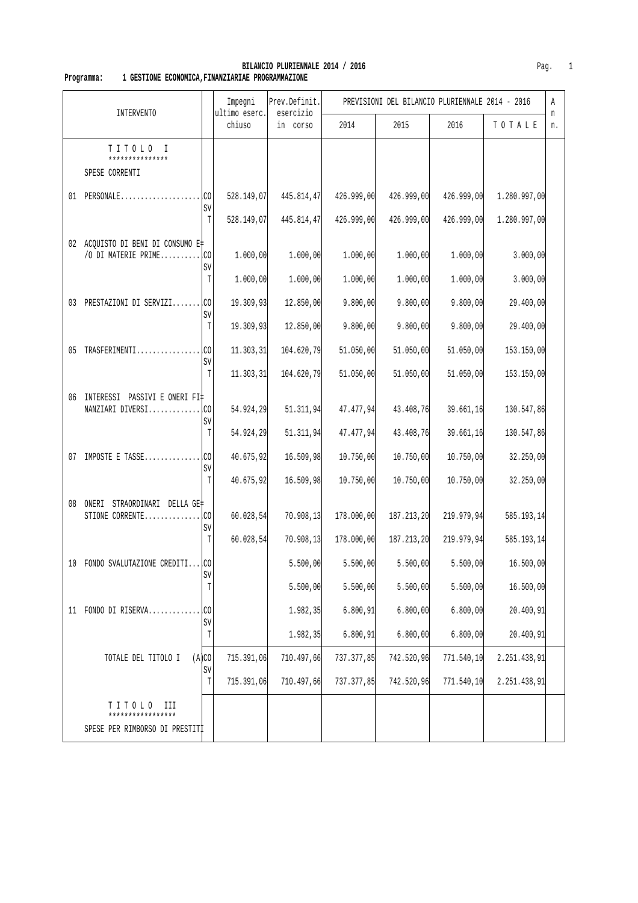**BILANCIO PLURIENNALE 2014 / 2016**

**Programma: 1 GESTIONE ECONOMICA,FINANZIARIAE PROGRAMMAZIONE**

| INTERVENTO | | Impegni ultimo eserc. chiuso | Prev.Definit. esercizio in corso | PREVISIONI DEL BILANCIO PLURIENNALE 2014 - 2016 | | | | Ann. |
|---|---|---|---|---|---|---|---|---|
| | | | | 2014 | 2015 | 2016 | T O T A L E | |
| T I T O L O I *************** SPESE CORRENTI | | | | | | | | |
| 01 PERSONALE.................... | CO | 528.149,07 | 445.814,47 | 426.999,00 | 426.999,00 | 426.999,00 | 1.280.997,00 | |
| | SV | | | | | | | |
| | T | 528.149,07 | 445.814,47 | 426.999,00 | 426.999,00 | 426.999,00 | 1.280.997,00 | |
| 02 ACQUISTO DI BENI DI CONSUMO E/O DI MATERIE PRIME.......... | CO | 1.000,00 | 1.000,00 | 1.000,00 | 1.000,00 | 1.000,00 | 3.000,00 | |
| | SV | | | | | | | |
| | T | 1.000,00 | 1.000,00 | 1.000,00 | 1.000,00 | 1.000,00 | 3.000,00 | |
| 03 PRESTAZIONI DI SERVIZI....... | CO | 19.309,93 | 12.850,00 | 9.800,00 | 9.800,00 | 9.800,00 | 29.400,00 | |
| | SV | | | | | | | |
| | T | 19.309,93 | 12.850,00 | 9.800,00 | 9.800,00 | 9.800,00 | 29.400,00 | |
| 05 TRASFERIMENTI................ | CO | 11.303,31 | 104.620,79 | 51.050,00 | 51.050,00 | 51.050,00 | 153.150,00 | |
| | SV | | | | | | | |
| | T | 11.303,31 | 104.620,79 | 51.050,00 | 51.050,00 | 51.050,00 | 153.150,00 | |
| 06 INTERESSI PASSIVI E ONERI FINANZIARI DIVERSI............. | CO | 54.924,29 | 51.311,94 | 47.477,94 | 43.408,76 | 39.661,16 | 130.547,86 | |
| | SV | | | | | | | |
| | T | 54.924,29 | 51.311,94 | 47.477,94 | 43.408,76 | 39.661,16 | 130.547,86 | |
| 07 IMPOSTE E TASSE.............. | CO | 40.675,92 | 16.509,98 | 10.750,00 | 10.750,00 | 10.750,00 | 32.250,00 | |
| | SV | | | | | | | |
| | T | 40.675,92 | 16.509,98 | 10.750,00 | 10.750,00 | 10.750,00 | 32.250,00 | |
| 08 ONERI STRAORDINARI DELLA GESTIONE CORRENTE.............. | CO | 60.028,54 | 70.908,13 | 178.000,00 | 187.213,20 | 219.979,94 | 585.193,14 | |
| | SV | | | | | | | |
| | T | 60.028,54 | 70.908,13 | 178.000,00 | 187.213,20 | 219.979,94 | 585.193,14 | |
| 10 FONDO SVALUTAZIONE CREDITI... | CO | | 5.500,00 | 5.500,00 | 5.500,00 | 5.500,00 | 16.500,00 | |
| | SV | | | | | | | |
| | T | | 5.500,00 | 5.500,00 | 5.500,00 | 5.500,00 | 16.500,00 | |
| 11 FONDO DI RISERVA............. | CO | | 1.982,35 | 6.800,91 | 6.800,00 | 6.800,00 | 20.400,91 | |
| | SV | | | | | | | |
| | T | | 1.982,35 | 6.800,91 | 6.800,00 | 6.800,00 | 20.400,91 | |
| TOTALE DEL TITOLO I (A) | CO | 715.391,06 | 710.497,66 | 737.377,85 | 742.520,96 | 771.540,10 | 2.251.438,91 | |
| | SV | | | | | | | |
| | T | 715.391,06 | 710.497,66 | 737.377,85 | 742.520,96 | 771.540,10 | 2.251.438,91 | |
| T I T O L O III ***************** SPESE PER RIMBORSO DI PRESTITI | | | | | | | | |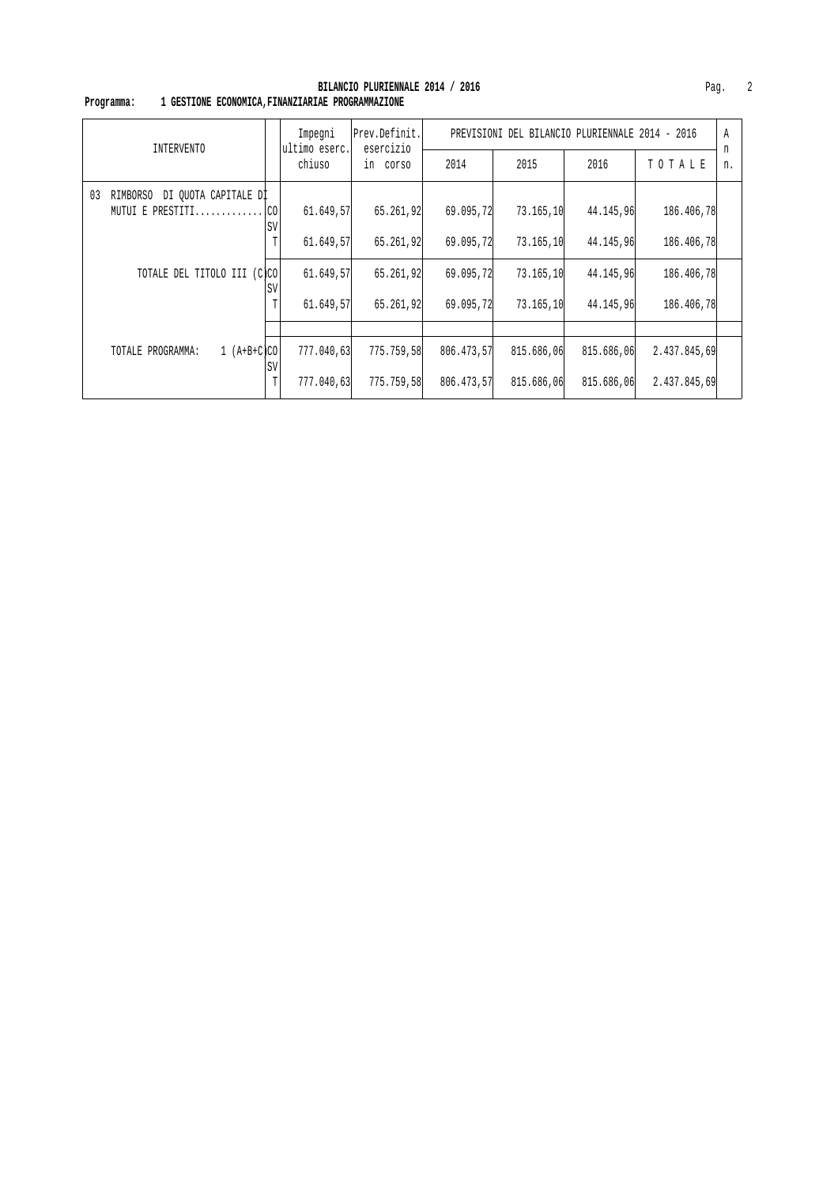**BILANCIO PLURIENNALE 2014 / 2016**

**Programma: 1 GESTIONE ECONOMICA,FINANZIARIAE PROGRAMMAZIONE**

| INTERVENTO | | Impegni ultimo eserc. chiuso | Prev.Definit. esercizio in corso | PREVISIONI DEL BILANCIO PLURIENNALE 2014 - 2016 | | | | A n n. |
|---|---|---|---|---|---|---|---|---|
| | | | | 2014 | 2015 | 2016 | T O T A L E | |
| 03 RIMBORSO DI QUOTA CAPITALE DI MUTUI E PRESTITI............. | CO | 61.649,57 | 65.261,92 | 69.095,72 | 73.165,10 | 44.145,96 | 186.406,78 | |
| | SV | | | | | | | |
| | T | 61.649,57 | 65.261,92 | 69.095,72 | 73.165,10 | 44.145,96 | 186.406,78 | |
| TOTALE DEL TITOLO III (C) | CO | 61.649,57 | 65.261,92 | 69.095,72 | 73.165,10 | 44.145,96 | 186.406,78 | |
| | SV | | | | | | | |
| | T | 61.649,57 | 65.261,92 | 69.095,72 | 73.165,10 | 44.145,96 | 186.406,78 | |
| TOTALE PROGRAMMA: 1 (A+B+C) | CO | 777.040,63 | 775.759,58 | 806.473,57 | 815.686,06 | 815.686,06 | 2.437.845,69 | |
| | SV | | | | | | | |
| | T | 777.040,63 | 775.759,58 | 806.473,57 | 815.686,06 | 815.686,06 | 2.437.845,69 | |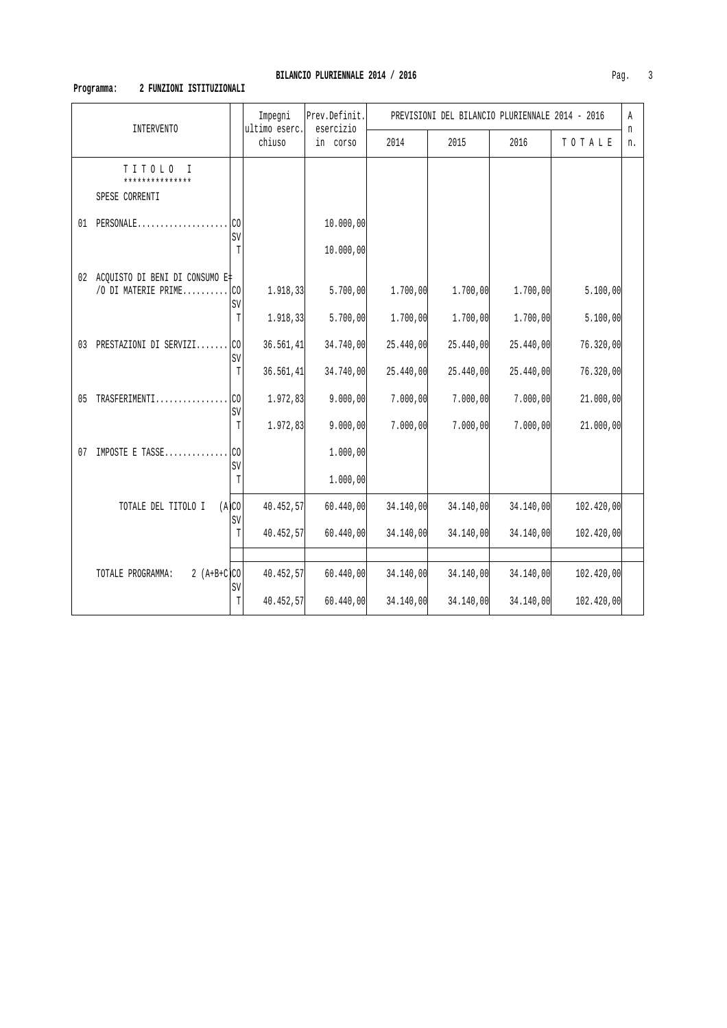**BILANCIO PLURIENNALE 2014 / 2016**

**Programma: 2 FUNZIONI ISTITUZIONALI**

| INTERVENTO | | Impegni ultimo eserc. chiuso | Prev.Definit. esercizio in corso | PREVISIONI DEL BILANCIO PLURIENNALE 2014 - 2016 | | | | An n. |
|---|---|---|---|---|---|---|---|---|
| | | | | 2014 | 2015 | 2016 | T O T A L E | |
| T I T O L O I *************** | | | | | | | | |
| SPESE CORRENTI | | | | | | | | |
| 01 PERSONALE.................... | CO | | 10.000,00 | | | | | |
| | SV | | | | | | | |
| | T | | 10.000,00 | | | | | |
| 02 ACQUISTO DI BENI DI CONSUMO E/O DI MATERIE PRIME.......... | CO | 1.918,33 | 5.700,00 | 1.700,00 | 1.700,00 | 1.700,00 | 5.100,00 | |
| | SV | | | | | | | |
| | T | 1.918,33 | 5.700,00 | 1.700,00 | 1.700,00 | 1.700,00 | 5.100,00 | |
| 03 PRESTAZIONI DI SERVIZI....... | CO | 36.561,41 | 34.740,00 | 25.440,00 | 25.440,00 | 25.440,00 | 76.320,00 | |
| | SV | | | | | | | |
| | T | 36.561,41 | 34.740,00 | 25.440,00 | 25.440,00 | 25.440,00 | 76.320,00 | |
| 05 TRASFERIMENTI................ | CO | 1.972,83 | 9.000,00 | 7.000,00 | 7.000,00 | 7.000,00 | 21.000,00 | |
| | SV | | | | | | | |
| | T | 1.972,83 | 9.000,00 | 7.000,00 | 7.000,00 | 7.000,00 | 21.000,00 | |
| 07 IMPOSTE E TASSE.............. | CO | | 1.000,00 | | | | | |
| | SV | | | | | | | |
| | T | | 1.000,00 | | | | | |
| TOTALE DEL TITOLO I (A) | CO | 40.452,57 | 60.440,00 | 34.140,00 | 34.140,00 | 34.140,00 | 102.420,00 | |
| | SV | | | | | | | |
| | T | 40.452,57 | 60.440,00 | 34.140,00 | 34.140,00 | 34.140,00 | 102.420,00 | |
| TOTALE PROGRAMMA: 2 (A+B+C) | CO | 40.452,57 | 60.440,00 | 34.140,00 | 34.140,00 | 34.140,00 | 102.420,00 | |
| | SV | | | | | | | |
| | T | 40.452,57 | 60.440,00 | 34.140,00 | 34.140,00 | 34.140,00 | 102.420,00 | |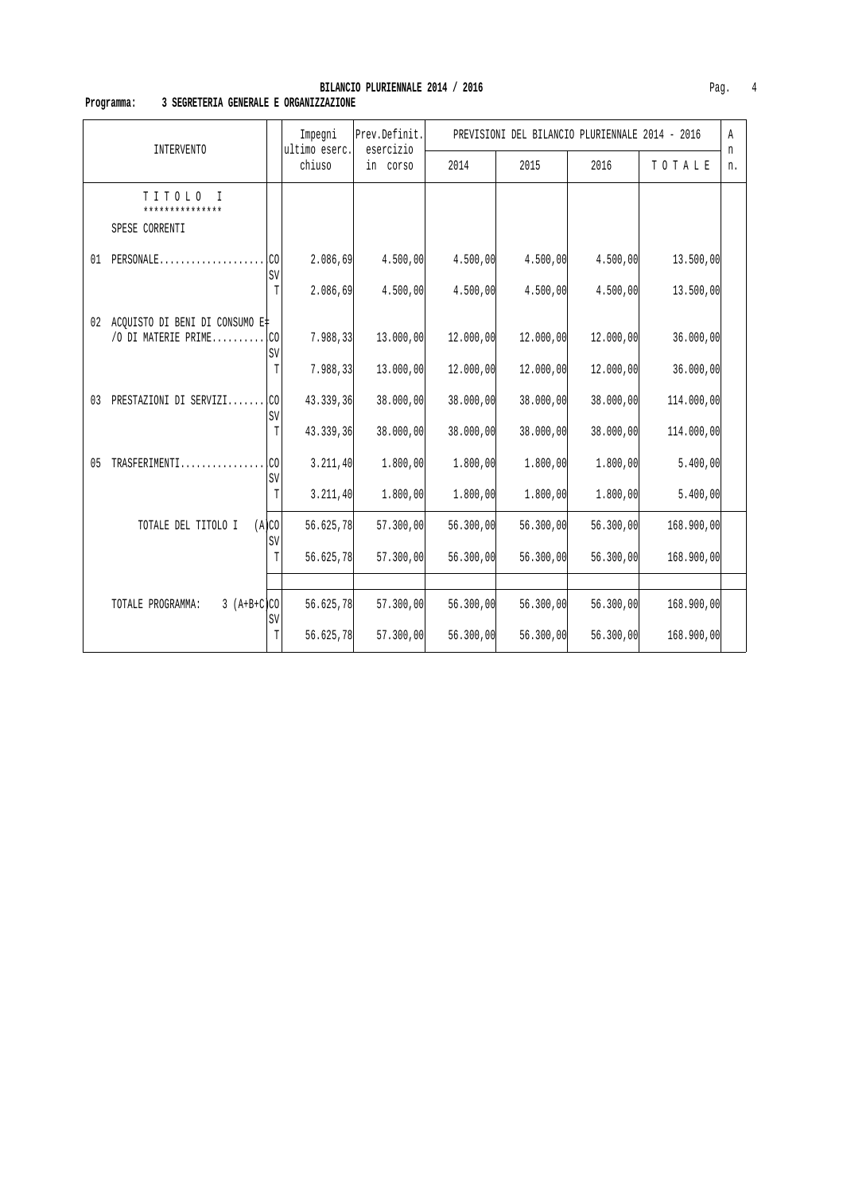**BILANCIO PLURIENNALE 2014 / 2016**

**Programma: 3 SEGRETERIA GENERALE E ORGANIZZAZIONE**

| INTERVENTO | | Impegni ultimo eserc. chiuso | Prev.Definit. esercizio in corso | PREVISIONI DEL BILANCIO PLURIENNALE 2014 - 2016 | | | | An n. |
|---|---|---|---|---|---|---|---|---|
| | | | | 2014 | 2015 | 2016 | T O T A L E | |
| T I T O L O I *************** SPESE CORRENTI | | | | | | | | |
| 01 PERSONALE.................... | CO | 2.086,69 | 4.500,00 | 4.500,00 | 4.500,00 | 4.500,00 | 13.500,00 | |
| | SV | | | | | | | |
| | T | 2.086,69 | 4.500,00 | 4.500,00 | 4.500,00 | 4.500,00 | 13.500,00 | |
| 02 ACQUISTO DI BENI DI CONSUMO E/O DI MATERIE PRIME.......... | CO | 7.988,33 | 13.000,00 | 12.000,00 | 12.000,00 | 12.000,00 | 36.000,00 | |
| | SV | | | | | | | |
| | T | 7.988,33 | 13.000,00 | 12.000,00 | 12.000,00 | 12.000,00 | 36.000,00 | |
| 03 PRESTAZIONI DI SERVIZI....... | CO | 43.339,36 | 38.000,00 | 38.000,00 | 38.000,00 | 38.000,00 | 114.000,00 | |
| | SV | | | | | | | |
| | T | 43.339,36 | 38.000,00 | 38.000,00 | 38.000,00 | 38.000,00 | 114.000,00 | |
| 05 TRASFERIMENTI................ | CO | 3.211,40 | 1.800,00 | 1.800,00 | 1.800,00 | 1.800,00 | 5.400,00 | |
| | SV | | | | | | | |
| | T | 3.211,40 | 1.800,00 | 1.800,00 | 1.800,00 | 1.800,00 | 5.400,00 | |
| TOTALE DEL TITOLO I (A) | CO | 56.625,78 | 57.300,00 | 56.300,00 | 56.300,00 | 56.300,00 | 168.900,00 | |
| | SV | | | | | | | |
| | T | 56.625,78 | 57.300,00 | 56.300,00 | 56.300,00 | 56.300,00 | 168.900,00 | |
| TOTALE PROGRAMMA: 3 (A+B+C) | CO | 56.625,78 | 57.300,00 | 56.300,00 | 56.300,00 | 56.300,00 | 168.900,00 | |
| | SV | | | | | | | |
| | T | 56.625,78 | 57.300,00 | 56.300,00 | 56.300,00 | 56.300,00 | 168.900,00 | |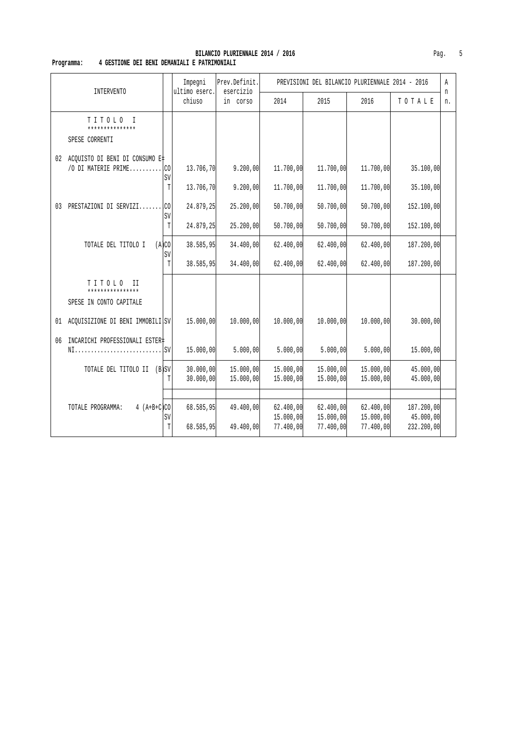**BILANCIO PLURIENNALE 2014 / 2016**

**Programma: 4 GESTIONE DEI BENI DEMANIALI E PATRIMONIALI**

| INTERVENTO | | Impegni ultimo eserc. chiuso | Prev.Definit. esercizio in corso | PREVISIONI DEL BILANCIO PLURIENNALE 2014 - 2016 | | | | An n. |
|---|---|---|---|---|---|---|---|---|
| | | | | 2014 | 2015 | 2016 | T O T A L E | |
| T I T O L O I *************** SPESE CORRENTI | | | | | | | | |
| 02 ACQUISTO DI BENI DI CONSUMO E/O DI MATERIE PRIME.......... | CO | 13.706,70 | 9.200,00 | 11.700,00 | 11.700,00 | 11.700,00 | 35.100,00 | |
| | SV | | | | | | | |
| | T | 13.706,70 | 9.200,00 | 11.700,00 | 11.700,00 | 11.700,00 | 35.100,00 | |
| 03 PRESTAZIONI DI SERVIZI....... | CO | 24.879,25 | 25.200,00 | 50.700,00 | 50.700,00 | 50.700,00 | 152.100,00 | |
| | SV | | | | | | | |
| | T | 24.879,25 | 25.200,00 | 50.700,00 | 50.700,00 | 50.700,00 | 152.100,00 | |
| TOTALE DEL TITOLO I (A) | CO | 38.585,95 | 34.400,00 | 62.400,00 | 62.400,00 | 62.400,00 | 187.200,00 | |
| | SV | | | | | | | |
| | T | 38.585,95 | 34.400,00 | 62.400,00 | 62.400,00 | 62.400,00 | 187.200,00 | |
| T I T O L O II **************** SPESE IN CONTO CAPITALE | | | | | | | | |
| 01 ACQUISIZIONE DI BENI IMMOBILI | SV | 15.000,00 | 10.000,00 | 10.000,00 | 10.000,00 | 10.000,00 | 30.000,00 | |
| 06 INCARICHI PROFESSIONALI ESTERNI............................ | SV | 15.000,00 | 5.000,00 | 5.000,00 | 5.000,00 | 5.000,00 | 15.000,00 | |
| TOTALE DEL TITOLO II (B) | SV | 30.000,00 | 15.000,00 | 15.000,00 | 15.000,00 | 15.000,00 | 45.000,00 | |
| | T | 30.000,00 | 15.000,00 | 15.000,00 | 15.000,00 | 15.000,00 | 45.000,00 | |
| TOTALE PROGRAMMA: 4 (A+B+C) | CO | 68.585,95 | 49.400,00 | 62.400,00 | 62.400,00 | 62.400,00 | 187.200,00 | |
| | SV | | | 15.000,00 | 15.000,00 | 15.000,00 | 45.000,00 | |
| | T | 68.585,95 | 49.400,00 | 77.400,00 | 77.400,00 | 77.400,00 | 232.200,00 | |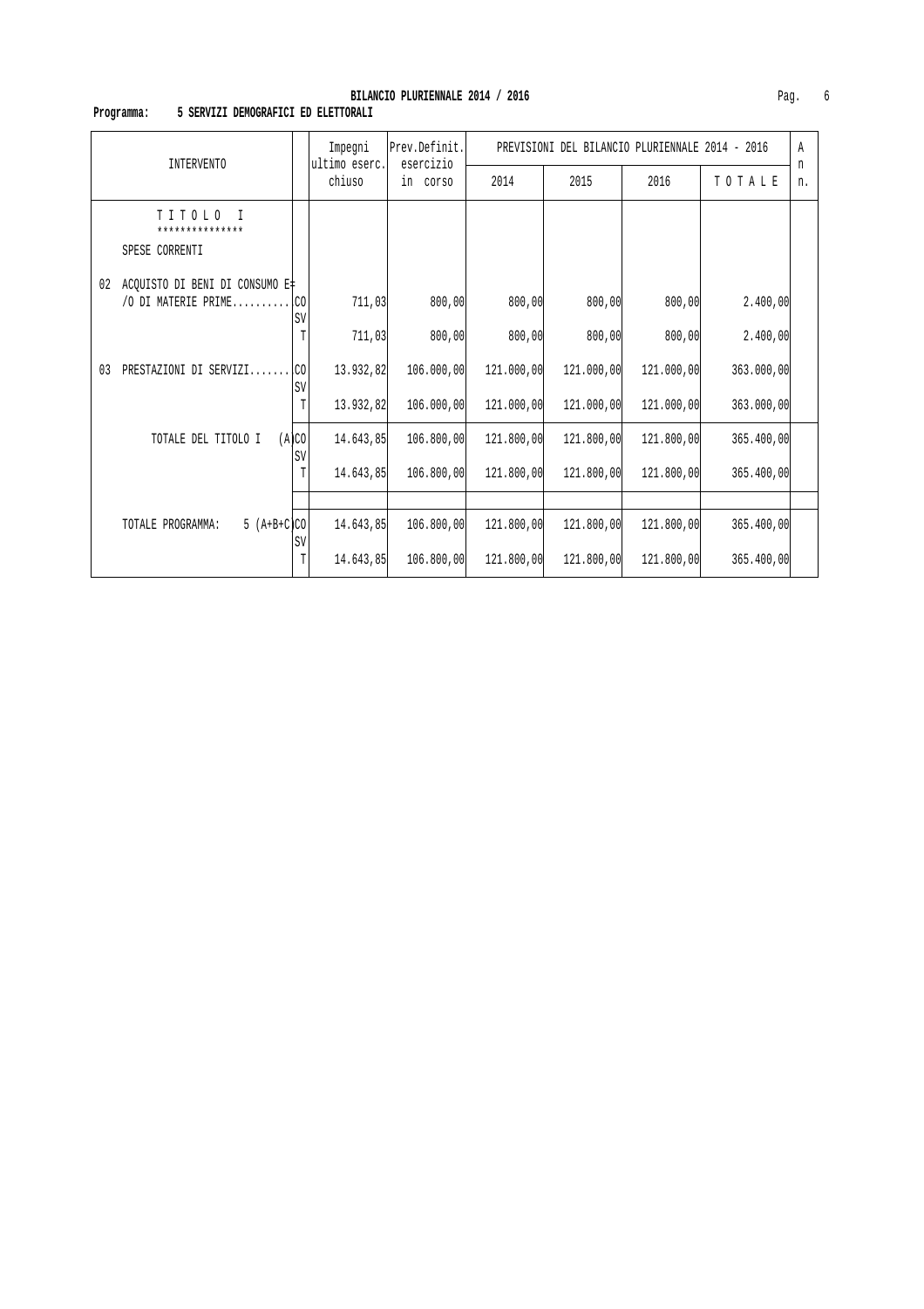**BILANCIO PLURIENNALE 2014 / 2016**

**Programma: 5 SERVIZI DEMOGRAFICI ED ELETTORALI**

| INTERVENTO | | Impegni ultimo eserc. chiuso | Prev.Definit. esercizio in corso | PREVISIONI DEL BILANCIO PLURIENNALE 2014 - 2016 2014 | 2015 | 2016 | T O T A L E | A n n. |
|---|---|---|---|---|---|---|---|---|
| T I T O L O I *************** | | | | | | | | |
| SPESE CORRENTI | | | | | | | | |
| 02 ACQUISTO DI BENI DI CONSUMO E /O DI MATERIE PRIME.......... | CO | 711,03 | 800,00 | 800,00 | 800,00 | 800,00 | 2.400,00 | |
| | SV | | | | | | | |
| | T | 711,03 | 800,00 | 800,00 | 800,00 | 800,00 | 2.400,00 | |
| 03 PRESTAZIONI DI SERVIZI....... | CO | 13.932,82 | 106.000,00 | 121.000,00 | 121.000,00 | 121.000,00 | 363.000,00 | |
| | SV | | | | | | | |
| | T | 13.932,82 | 106.000,00 | 121.000,00 | 121.000,00 | 121.000,00 | 363.000,00 | |
| TOTALE DEL TITOLO I (A) | CO | 14.643,85 | 106.800,00 | 121.800,00 | 121.800,00 | 121.800,00 | 365.400,00 | |
| | SV | | | | | | | |
| | T | 14.643,85 | 106.800,00 | 121.800,00 | 121.800,00 | 121.800,00 | 365.400,00 | |
| TOTALE PROGRAMMA: 5 (A+B+C) | CO | 14.643,85 | 106.800,00 | 121.800,00 | 121.800,00 | 121.800,00 | 365.400,00 | |
| | SV | | | | | | | |
| | T | 14.643,85 | 106.800,00 | 121.800,00 | 121.800,00 | 121.800,00 | 365.400,00 | |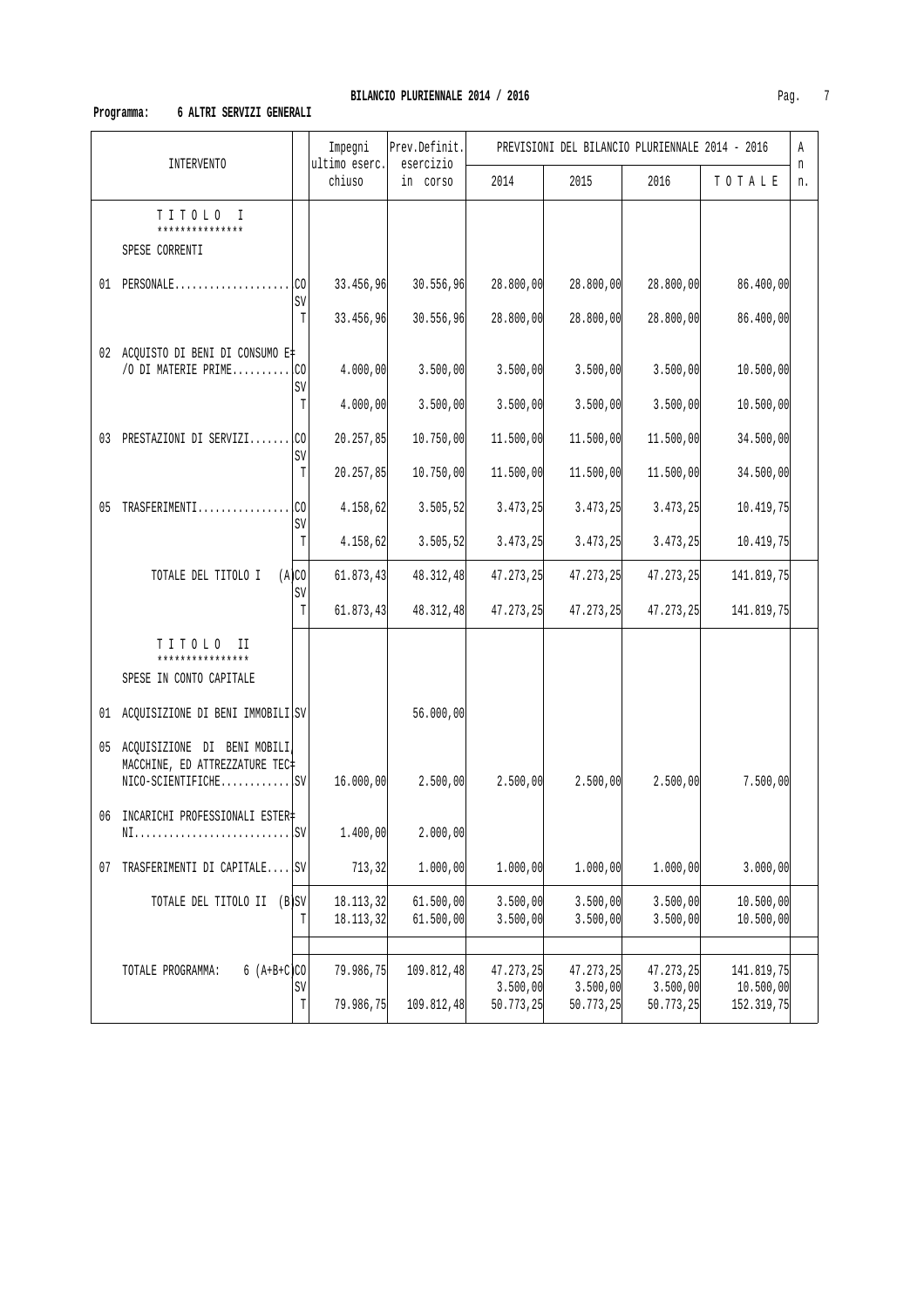# BILANCIO PLURIENNALE 2014 / 2016

**Programma: 6 ALTRI SERVIZI GENERALI**

| INTERVENTO | | Impegni ultimo eserc. chiuso | Prev.Definit. esercizio in corso | PREVISIONI DEL BILANCIO PLURIENNALE 2014 - 2016 2014 | 2015 | 2016 | TOTALE | An n. |
|---|---|---|---|---|---|---|---|---|
| TITOLO I *************** SPESE CORRENTI | | | | | | | | |
| 01 PERSONALE.................... | CO | 33.456,96 | 30.556,96 | 28.800,00 | 28.800,00 | 28.800,00 | 86.400,00 | |
| | SV | | | | | | | |
| | T | 33.456,96 | 30.556,96 | 28.800,00 | 28.800,00 | 28.800,00 | 86.400,00 | |
| 02 ACQUISTO DI BENI DI CONSUMO E/O DI MATERIE PRIME.......... | CO | 4.000,00 | 3.500,00 | 3.500,00 | 3.500,00 | 3.500,00 | 10.500,00 | |
| | SV | | | | | | | |
| | T | 4.000,00 | 3.500,00 | 3.500,00 | 3.500,00 | 3.500,00 | 10.500,00 | |
| 03 PRESTAZIONI DI SERVIZI....... | CO | 20.257,85 | 10.750,00 | 11.500,00 | 11.500,00 | 11.500,00 | 34.500,00 | |
| | SV | | | | | | | |
| | T | 20.257,85 | 10.750,00 | 11.500,00 | 11.500,00 | 11.500,00 | 34.500,00 | |
| 05 TRASFERIMENTI................ | CO | 4.158,62 | 3.505,52 | 3.473,25 | 3.473,25 | 3.473,25 | 10.419,75 | |
| | SV | | | | | | | |
| | T | 4.158,62 | 3.505,52 | 3.473,25 | 3.473,25 | 3.473,25 | 10.419,75 | |
| TOTALE DEL TITOLO I (A) | CO | 61.873,43 | 48.312,48 | 47.273,25 | 47.273,25 | 47.273,25 | 141.819,75 | |
| | SV | | | | | | | |
| | T | 61.873,43 | 48.312,48 | 47.273,25 | 47.273,25 | 47.273,25 | 141.819,75 | |
| TITOLO II **************** SPESE IN CONTO CAPITALE | | | | | | | | |
| 01 ACQUISIZIONE DI BENI IMMOBILI | SV | | 56.000,00 | | | | | |
| 05 ACQUISIZIONE DI BENI MOBILI, MACCHINE, ED ATTREZZATURE TECNICO-SCIENTIFICHE............ | SV | 16.000,00 | 2.500,00 | 2.500,00 | 2.500,00 | 2.500,00 | 7.500,00 | |
| 06 INCARICHI PROFESSIONALI ESTERNI........................... | SV | 1.400,00 | 2.000,00 | | | | | |
| 07 TRASFERIMENTI DI CAPITALE.... | SV | 713,32 | 1.000,00 | 1.000,00 | 1.000,00 | 1.000,00 | 3.000,00 | |
| TOTALE DEL TITOLO II (B) | SV | 18.113,32 | 61.500,00 | 3.500,00 | 3.500,00 | 3.500,00 | 10.500,00 | |
| | T | 18.113,32 | 61.500,00 | 3.500,00 | 3.500,00 | 3.500,00 | 10.500,00 | |
| TOTALE PROGRAMMA: 6 (A+B+C) | CO | 79.986,75 | 109.812,48 | 47.273,25 | 47.273,25 | 47.273,25 | 141.819,75 | |
| | SV | | | 3.500,00 | 3.500,00 | 3.500,00 | 10.500,00 | |
| | T | 79.986,75 | 109.812,48 | 50.773,25 | 50.773,25 | 50.773,25 | 152.319,75 | |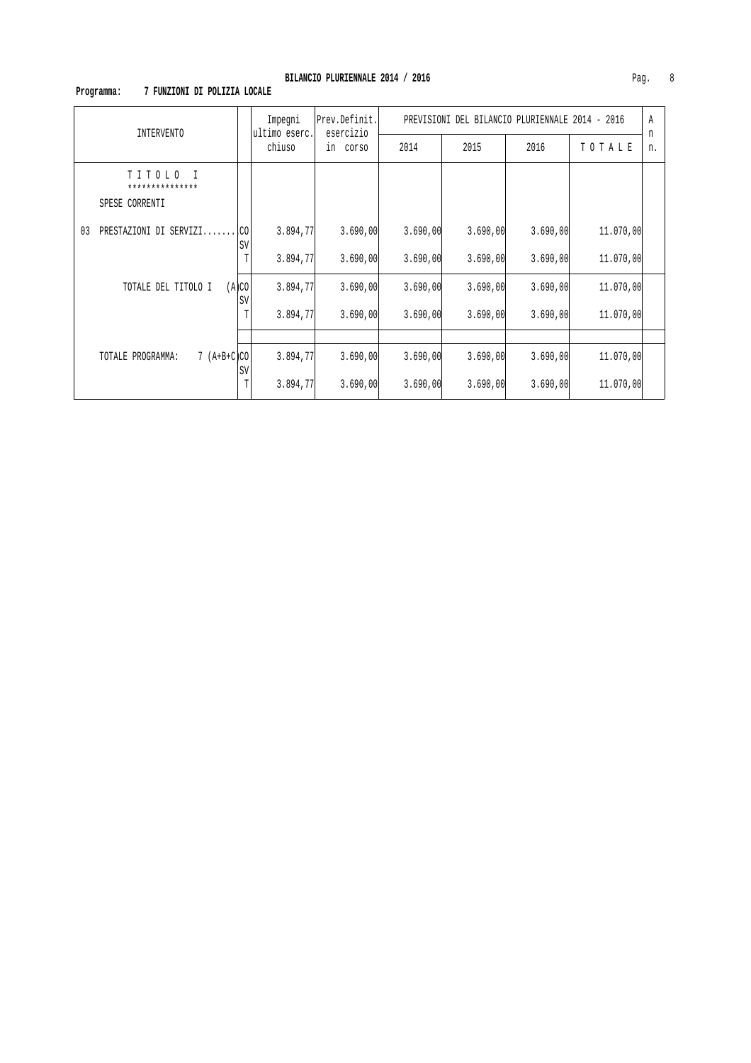**BILANCIO PLURIENNALE 2014 / 2016**

**Programma: 7 FUNZIONI DI POLIZIA LOCALE**

| INTERVENTO | | Impegni ultimo eserc. chiuso | Prev.Definit. esercizio in corso | PREVISIONI DEL BILANCIO PLURIENNALE 2014 - 2016 | | | | Ann. |
|---|---|---|---|---|---|---|---|---|
| | | | | 2014 | 2015 | 2016 | T O T A L E | |
| T I T O L O I<br>***************<br>SPESE CORRENTI | | | | | | | | |
| 03 PRESTAZIONI DI SERVIZI....... | CO | 3.894,77 | 3.690,00 | 3.690,00 | 3.690,00 | 3.690,00 | 11.070,00 | |
| | SV | | | | | | | |
| | T | 3.894,77 | 3.690,00 | 3.690,00 | 3.690,00 | 3.690,00 | 11.070,00 | |
| TOTALE DEL TITOLO I (A) | CO | 3.894,77 | 3.690,00 | 3.690,00 | 3.690,00 | 3.690,00 | 11.070,00 | |
| | SV | | | | | | | |
| | T | 3.894,77 | 3.690,00 | 3.690,00 | 3.690,00 | 3.690,00 | 11.070,00 | |
| TOTALE PROGRAMMA: 7 (A+B+C) | CO | 3.894,77 | 3.690,00 | 3.690,00 | 3.690,00 | 3.690,00 | 11.070,00 | |
| | SV | | | | | | | |
| | T | 3.894,77 | 3.690,00 | 3.690,00 | 3.690,00 | 3.690,00 | 11.070,00 | |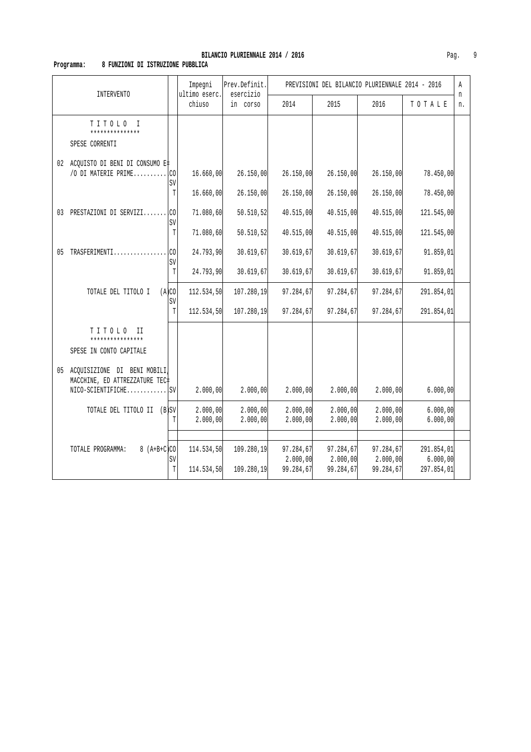**BILANCIO PLURIENNALE 2014 / 2016**

**Programma: 8 FUNZIONI DI ISTRUZIONE PUBBLICA**

| INTERVENTO | | Impegni ultimo eserc. chiuso | Prev.Definit. esercizio in corso | PREVISIONI DEL BILANCIO PLURIENNALE 2014 - 2016 2014 | 2015 | 2016 | TOTALE | An n. |
|---|---|---|---|---|---|---|---|---|
| TITOLO I *************** | | | | | | | | |
| SPESE CORRENTI | | | | | | | | |
| 02 ACQUISTO DI BENI DI CONSUMO E/O DI MATERIE PRIME.......... | CO | 16.660,00 | 26.150,00 | 26.150,00 | 26.150,00 | 26.150,00 | 78.450,00 | |
| | SV | | | | | | | |
| | T | 16.660,00 | 26.150,00 | 26.150,00 | 26.150,00 | 26.150,00 | 78.450,00 | |
| 03 PRESTAZIONI DI SERVIZI....... | CO | 71.080,60 | 50.510,52 | 40.515,00 | 40.515,00 | 40.515,00 | 121.545,00 | |
| | SV | | | | | | | |
| | T | 71.080,60 | 50.510,52 | 40.515,00 | 40.515,00 | 40.515,00 | 121.545,00 | |
| 05 TRASFERIMENTI................ | CO | 24.793,90 | 30.619,67 | 30.619,67 | 30.619,67 | 30.619,67 | 91.859,01 | |
| | SV | | | | | | | |
| | T | 24.793,90 | 30.619,67 | 30.619,67 | 30.619,67 | 30.619,67 | 91.859,01 | |
| TOTALE DEL TITOLO I (A) | CO | 112.534,50 | 107.280,19 | 97.284,67 | 97.284,67 | 97.284,67 | 291.854,01 | |
| | SV | | | | | | | |
| | T | 112.534,50 | 107.280,19 | 97.284,67 | 97.284,67 | 97.284,67 | 291.854,01 | |
| TITOLO II **************** | | | | | | | | |
| SPESE IN CONTO CAPITALE | | | | | | | | |
| 05 ACQUISIZIONE DI BENI MOBILI, MACCHINE, ED ATTREZZATURE TECNICO-SCIENTIFICHE............ | SV | 2.000,00 | 2.000,00 | 2.000,00 | 2.000,00 | 2.000,00 | 6.000,00 | |
| TOTALE DEL TITOLO II (B) | SV | 2.000,00 | 2.000,00 | 2.000,00 | 2.000,00 | 2.000,00 | 6.000,00 | |
| | T | 2.000,00 | 2.000,00 | 2.000,00 | 2.000,00 | 2.000,00 | 6.000,00 | |
| TOTALE PROGRAMMA: 8 (A+B+C) | CO | 114.534,50 | 109.280,19 | 97.284,67 | 97.284,67 | 97.284,67 | 291.854,01 | |
| | SV | | | 2.000,00 | 2.000,00 | 2.000,00 | 6.000,00 | |
| | T | 114.534,50 | 109.280,19 | 99.284,67 | 99.284,67 | 99.284,67 | 297.854,01 | |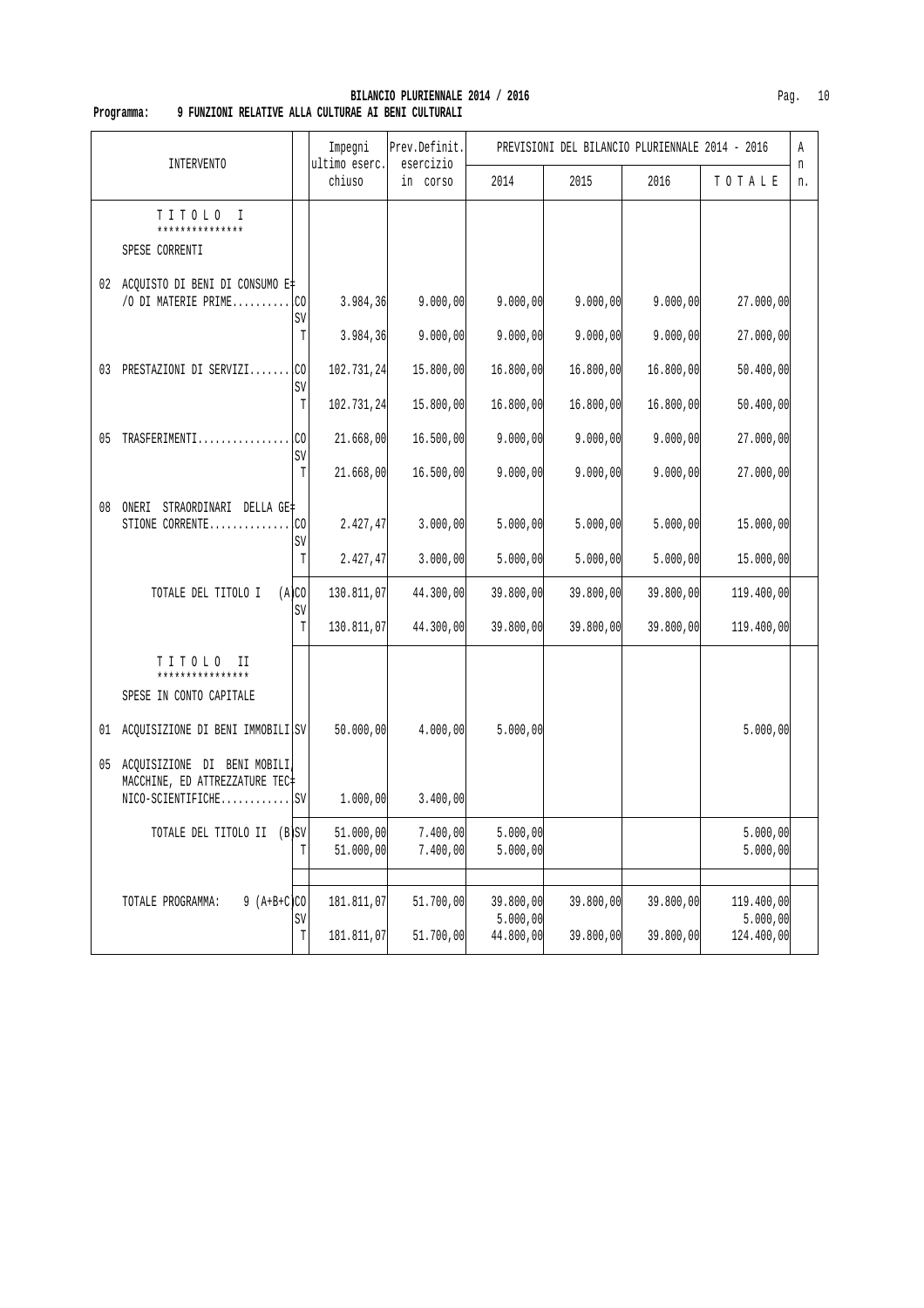**BILANCIO PLURIENNALE 2014 / 2016**

**Programma: 9 FUNZIONI RELATIVE ALLA CULTURAE AI BENI CULTURALI**

| INTERVENTO | | Impegni ultimo eserc. chiuso | Prev.Definit. esercizio in corso | PREVISIONI DEL BILANCIO PLURIENNALE 2014 - 2016 | | | | An n. |
|---|---|---|---|---|---|---|---|---|
| | | | | 2014 | 2015 | 2016 | T O T A L E | |
| T I T O L O I *************** SPESE CORRENTI | | | | | | | | |
| 02 ACQUISTO DI BENI DI CONSUMO E/O DI MATERIE PRIME.......... | CO | 3.984,36 | 9.000,00 | 9.000,00 | 9.000,00 | 9.000,00 | 27.000,00 | |
| | SV | | | | | | | |
| | T | 3.984,36 | 9.000,00 | 9.000,00 | 9.000,00 | 9.000,00 | 27.000,00 | |
| 03 PRESTAZIONI DI SERVIZI....... | CO | 102.731,24 | 15.800,00 | 16.800,00 | 16.800,00 | 16.800,00 | 50.400,00 | |
| | SV | | | | | | | |
| | T | 102.731,24 | 15.800,00 | 16.800,00 | 16.800,00 | 16.800,00 | 50.400,00 | |
| 05 TRASFERIMENTI................ | CO | 21.668,00 | 16.500,00 | 9.000,00 | 9.000,00 | 9.000,00 | 27.000,00 | |
| | SV | | | | | | | |
| | T | 21.668,00 | 16.500,00 | 9.000,00 | 9.000,00 | 9.000,00 | 27.000,00 | |
| 08 ONERI STRAORDINARI DELLA GESTIONE CORRENTE.............. | CO | 2.427,47 | 3.000,00 | 5.000,00 | 5.000,00 | 5.000,00 | 15.000,00 | |
| | SV | | | | | | | |
| | T | 2.427,47 | 3.000,00 | 5.000,00 | 5.000,00 | 5.000,00 | 15.000,00 | |
| TOTALE DEL TITOLO I (A) | CO | 130.811,07 | 44.300,00 | 39.800,00 | 39.800,00 | 39.800,00 | 119.400,00 | |
| | SV | | | | | | | |
| | T | 130.811,07 | 44.300,00 | 39.800,00 | 39.800,00 | 39.800,00 | 119.400,00 | |
| T I T O L O II **************** SPESE IN CONTO CAPITALE | | | | | | | | |
| 01 ACQUISIZIONE DI BENI IMMOBILI | SV | 50.000,00 | 4.000,00 | 5.000,00 | | | 5.000,00 | |
| 05 ACQUISIZIONE DI BENI MOBILI, MACCHINE, ED ATTREZZATURE TECNICO-SCIENTIFICHE............ | SV | 1.000,00 | 3.400,00 | | | | | |
| TOTALE DEL TITOLO II (B) | SV | 51.000,00 | 7.400,00 | 5.000,00 | | | 5.000,00 | |
| | T | 51.000,00 | 7.400,00 | 5.000,00 | | | 5.000,00 | |
| TOTALE PROGRAMMA: 9 (A+B+C) | CO | 181.811,07 | 51.700,00 | 39.800,00 | 39.800,00 | 39.800,00 | 119.400,00 | |
| | SV | | | 5.000,00 | | | 5.000,00 | |
| | T | 181.811,07 | 51.700,00 | 44.800,00 | 39.800,00 | 39.800,00 | 124.400,00 | |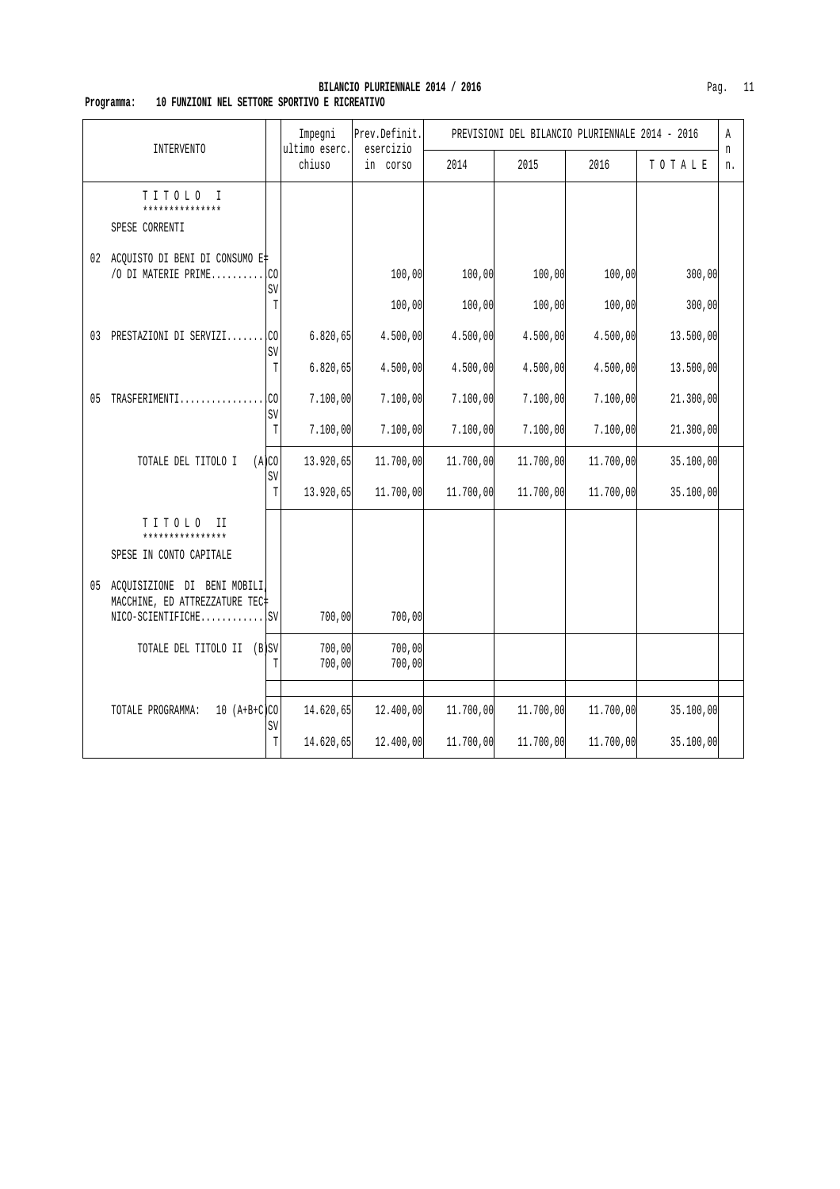**BILANCIO PLURIENNALE 2014 / 2016**

**Programma: 10 FUNZIONI NEL SETTORE SPORTIVO E RICREATIVO**

| INTERVENTO | | Impegni ultimo eserc. chiuso | Prev.Definit. esercizio in corso | PREVISIONI DEL BILANCIO PLURIENNALE 2014 - 2016 2014 | 2015 | 2016 | T O T A L E | A n n. |
|---|---|---|---|---|---|---|---|---|
| T I T O L O I *************** SPESE CORRENTI | | | | | | | | |
| 02 ACQUISTO DI BENI DI CONSUMO E/O DI MATERIE PRIME.......... | CO | | 100,00 | 100,00 | 100,00 | 100,00 | 300,00 | |
| | SV | | | | | | | |
| | T | | 100,00 | 100,00 | 100,00 | 100,00 | 300,00 | |
| 03 PRESTAZIONI DI SERVIZI....... | CO | 6.820,65 | 4.500,00 | 4.500,00 | 4.500,00 | 4.500,00 | 13.500,00 | |
| | SV | | | | | | | |
| | T | 6.820,65 | 4.500,00 | 4.500,00 | 4.500,00 | 4.500,00 | 13.500,00 | |
| 05 TRASFERIMENTI................ | CO | 7.100,00 | 7.100,00 | 7.100,00 | 7.100,00 | 7.100,00 | 21.300,00 | |
| | SV | | | | | | | |
| | T | 7.100,00 | 7.100,00 | 7.100,00 | 7.100,00 | 7.100,00 | 21.300,00 | |
| TOTALE DEL TITOLO I (A) | CO | 13.920,65 | 11.700,00 | 11.700,00 | 11.700,00 | 11.700,00 | 35.100,00 | |
| | SV | | | | | | | |
| | T | 13.920,65 | 11.700,00 | 11.700,00 | 11.700,00 | 11.700,00 | 35.100,00 | |
| T I T O L O II **************** SPESE IN CONTO CAPITALE | | | | | | | | |
| 05 ACQUISIZIONE DI BENI MOBILI, MACCHINE, ED ATTREZZATURE TECNICO-SCIENTIFICHE............ | SV | 700,00 | 700,00 | | | | | |
| TOTALE DEL TITOLO II (B) | SV | 700,00 | 700,00 | | | | | |
| | T | 700,00 | 700,00 | | | | | |
| TOTALE PROGRAMMA: 10 (A+B+C) | CO | 14.620,65 | 12.400,00 | 11.700,00 | 11.700,00 | 11.700,00 | 35.100,00 | |
| | SV | | | | | | | |
| | T | 14.620,65 | 12.400,00 | 11.700,00 | 11.700,00 | 11.700,00 | 35.100,00 | |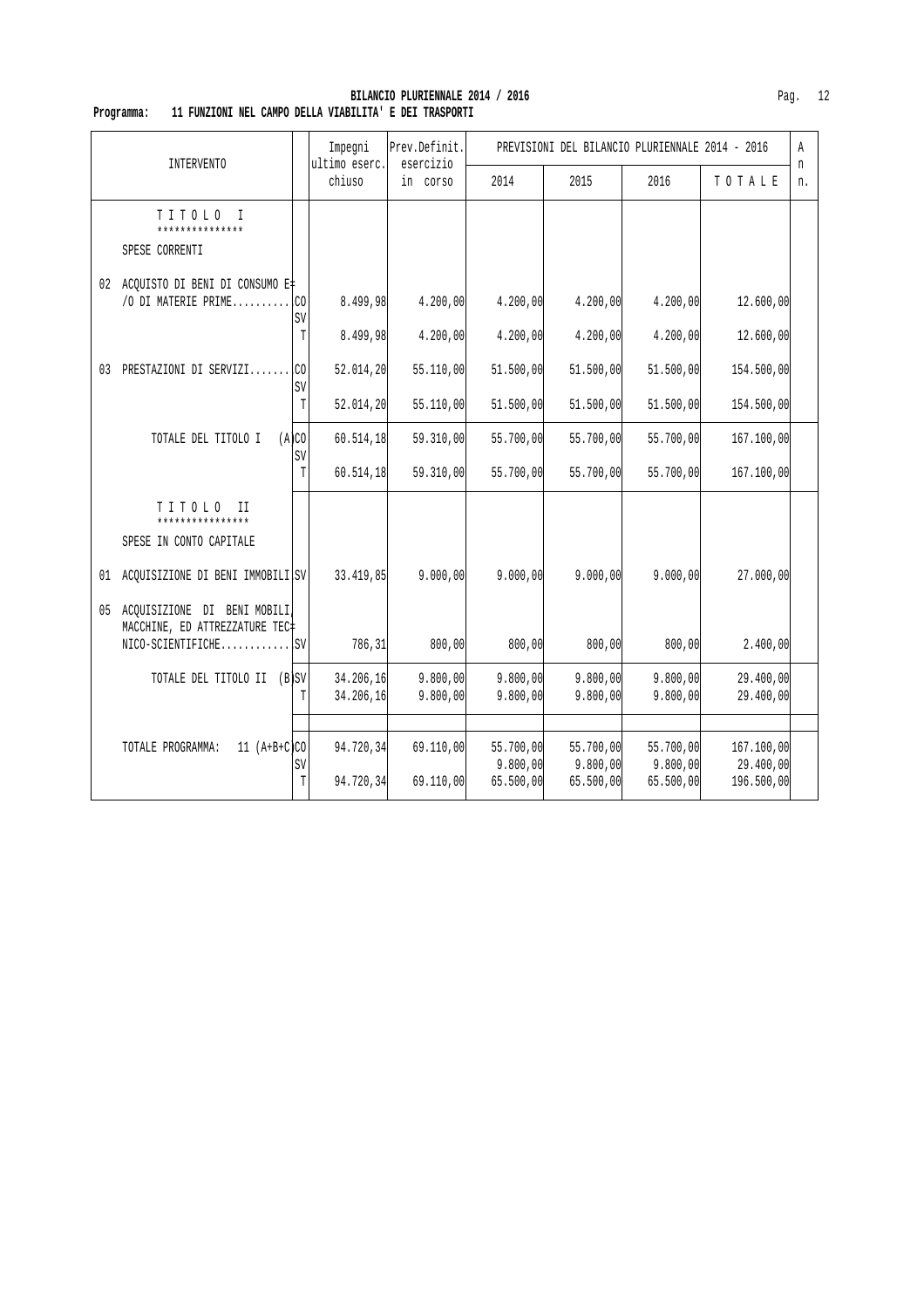**BILANCIO PLURIENNALE 2014 / 2016**

**Programma: 11 FUNZIONI NEL CAMPO DELLA VIABILITA' E DEI TRASPORTI**

| INTERVENTO | | Impegni ultimo eserc. chiuso | Prev.Definit. esercizio in corso | PREVISIONI DEL BILANCIO PLURIENNALE 2014 - 2016 | | | | Ann. |
|---|---|---|---|---|---|---|---|---|
| | | | | 2014 | 2015 | 2016 | T O T A L E | |
| T I T O L O I *************** SPESE CORRENTI | | | | | | | | |
| 02 ACQUISTO DI BENI DI CONSUMO E/O DI MATERIE PRIME.......... | CO | 8.499,98 | 4.200,00 | 4.200,00 | 4.200,00 | 4.200,00 | 12.600,00 | |
| | SV | | | | | | | |
| | T | 8.499,98 | 4.200,00 | 4.200,00 | 4.200,00 | 4.200,00 | 12.600,00 | |
| 03 PRESTAZIONI DI SERVIZI....... | CO | 52.014,20 | 55.110,00 | 51.500,00 | 51.500,00 | 51.500,00 | 154.500,00 | |
| | SV | | | | | | | |
| | T | 52.014,20 | 55.110,00 | 51.500,00 | 51.500,00 | 51.500,00 | 154.500,00 | |
| TOTALE DEL TITOLO I (A) | CO | 60.514,18 | 59.310,00 | 55.700,00 | 55.700,00 | 55.700,00 | 167.100,00 | |
| | SV | | | | | | | |
| | T | 60.514,18 | 59.310,00 | 55.700,00 | 55.700,00 | 55.700,00 | 167.100,00 | |
| T I T O L O II **************** SPESE IN CONTO CAPITALE | | | | | | | | |
| 01 ACQUISIZIONE DI BENI IMMOBILI | SV | 33.419,85 | 9.000,00 | 9.000,00 | 9.000,00 | 9.000,00 | 27.000,00 | |
| 05 ACQUISIZIONE DI BENI MOBILI, MACCHINE, ED ATTREZZATURE TECNICO-SCIENTIFICHE............ | SV | 786,31 | 800,00 | 800,00 | 800,00 | 800,00 | 2.400,00 | |
| TOTALE DEL TITOLO II (B) | SV | 34.206,16 | 9.800,00 | 9.800,00 | 9.800,00 | 9.800,00 | 29.400,00 | |
| | T | 34.206,16 | 9.800,00 | 9.800,00 | 9.800,00 | 9.800,00 | 29.400,00 | |
| TOTALE PROGRAMMA: 11 (A+B+C) | CO | 94.720,34 | 69.110,00 | 55.700,00 | 55.700,00 | 55.700,00 | 167.100,00 | |
| | SV | | | 9.800,00 | 9.800,00 | 9.800,00 | 29.400,00 | |
| | T | 94.720,34 | 69.110,00 | 65.500,00 | 65.500,00 | 65.500,00 | 196.500,00 | |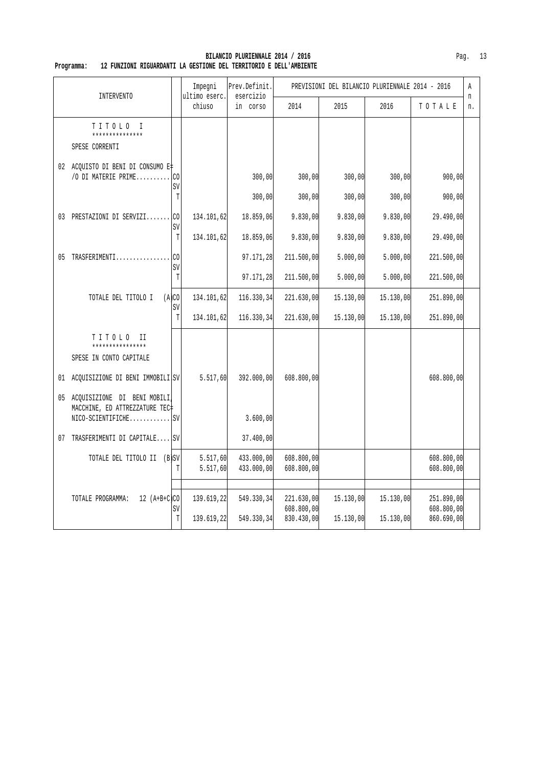**BILANCIO PLURIENNALE 2014 / 2016**

**Programma: 12 FUNZIONI RIGUARDANTI LA GESTIONE DEL TERRITORIO E DELL'AMBIENTE**

| INTERVENTO | | Impegni ultimo eserc. chiuso | Prev.Definit. esercizio in corso | PREVISIONI DEL BILANCIO PLURIENNALE 2014 - 2016 2014 | 2015 | 2016 | TOTALE | Ann. |
|---|---|---|---|---|---|---|---|---|
| TITOLO I *************** SPESE CORRENTI | | | | | | | | |
| 02 ACQUISTO DI BENI DI CONSUMO E/O DI MATERIE PRIME.......... | CO | | 300,00 | 300,00 | 300,00 | 300,00 | 900,00 | |
| | SV | | | | | | | |
| | T | | 300,00 | 300,00 | 300,00 | 300,00 | 900,00 | |
| 03 PRESTAZIONI DI SERVIZI....... | CO | 134.101,62 | 18.859,06 | 9.830,00 | 9.830,00 | 9.830,00 | 29.490,00 | |
| | SV | | | | | | | |
| | T | 134.101,62 | 18.859,06 | 9.830,00 | 9.830,00 | 9.830,00 | 29.490,00 | |
| 05 TRASFERIMENTI................ | CO | | 97.171,28 | 211.500,00 | 5.000,00 | 5.000,00 | 221.500,00 | |
| | SV | | | | | | | |
| | T | | 97.171,28 | 211.500,00 | 5.000,00 | 5.000,00 | 221.500,00 | |
| TOTALE DEL TITOLO I (A) | CO | 134.101,62 | 116.330,34 | 221.630,00 | 15.130,00 | 15.130,00 | 251.890,00 | |
| | SV | | | | | | | |
| | T | 134.101,62 | 116.330,34 | 221.630,00 | 15.130,00 | 15.130,00 | 251.890,00 | |
| TITOLO II **************** SPESE IN CONTO CAPITALE | | | | | | | | |
| 01 ACQUISIZIONE DI BENI IMMOBILI | SV | 5.517,60 | 392.000,00 | 608.800,00 | | | 608.800,00 | |
| 05 ACQUISIZIONE DI BENI MOBILI, MACCHINE, ED ATTREZZATURE TECNICO-SCIENTIFICHE............ | SV | | 3.600,00 | | | | | |
| 07 TRASFERIMENTI DI CAPITALE.... | SV | | 37.400,00 | | | | | |
| TOTALE DEL TITOLO II (B) | SV | 5.517,60 | 433.000,00 | 608.800,00 | | | 608.800,00 | |
| | T | 5.517,60 | 433.000,00 | 608.800,00 | | | 608.800,00 | |
| TOTALE PROGRAMMA: 12 (A+B+C) | CO | 139.619,22 | 549.330,34 | 221.630,00 | 15.130,00 | 15.130,00 | 251.890,00 | |
| | SV | | | 608.800,00 | | | 608.800,00 | |
| | T | 139.619,22 | 549.330,34 | 830.430,00 | 15.130,00 | 15.130,00 | 860.690,00 | |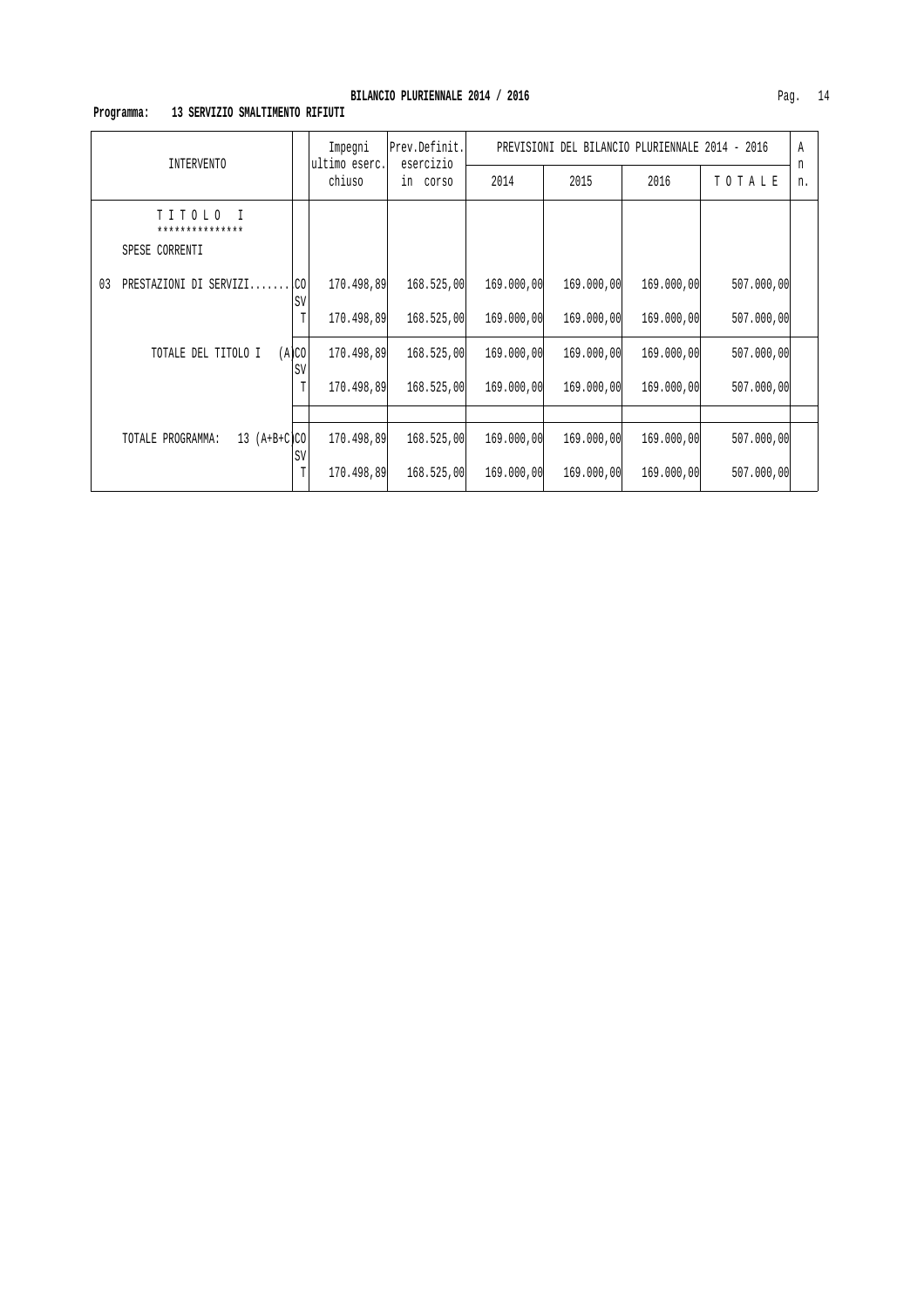**BILANCIO PLURIENNALE 2014 / 2016**

**Programma: 13 SERVIZIO SMALTIMENTO RIFIUTI**

| INTERVENTO | | Impegni ultimo eserc. chiuso | Prev.Definit. esercizio in corso | PREVISIONI DEL BILANCIO PLURIENNALE 2014 - 2016 | | | | An n. |
|---|---|---|---|---|---|---|---|---|
| | | | | 2014 | 2015 | 2016 | T O T A L E | |
| T I T O L O I<br>***************<br>SPESE CORRENTI | | | | | | | | |
| 03 PRESTAZIONI DI SERVIZI....... | CO | 170.498,89 | 168.525,00 | 169.000,00 | 169.000,00 | 169.000,00 | 507.000,00 | |
| | SV | | | | | | | |
| | T | 170.498,89 | 168.525,00 | 169.000,00 | 169.000,00 | 169.000,00 | 507.000,00 | |
| TOTALE DEL TITOLO I (A) | CO | 170.498,89 | 168.525,00 | 169.000,00 | 169.000,00 | 169.000,00 | 507.000,00 | |
| | SV | | | | | | | |
| | T | 170.498,89 | 168.525,00 | 169.000,00 | 169.000,00 | 169.000,00 | 507.000,00 | |
| TOTALE PROGRAMMA: 13 (A+B+C) | CO | 170.498,89 | 168.525,00 | 169.000,00 | 169.000,00 | 169.000,00 | 507.000,00 | |
| | SV | | | | | | | |
| | T | 170.498,89 | 168.525,00 | 169.000,00 | 169.000,00 | 169.000,00 | 507.000,00 | |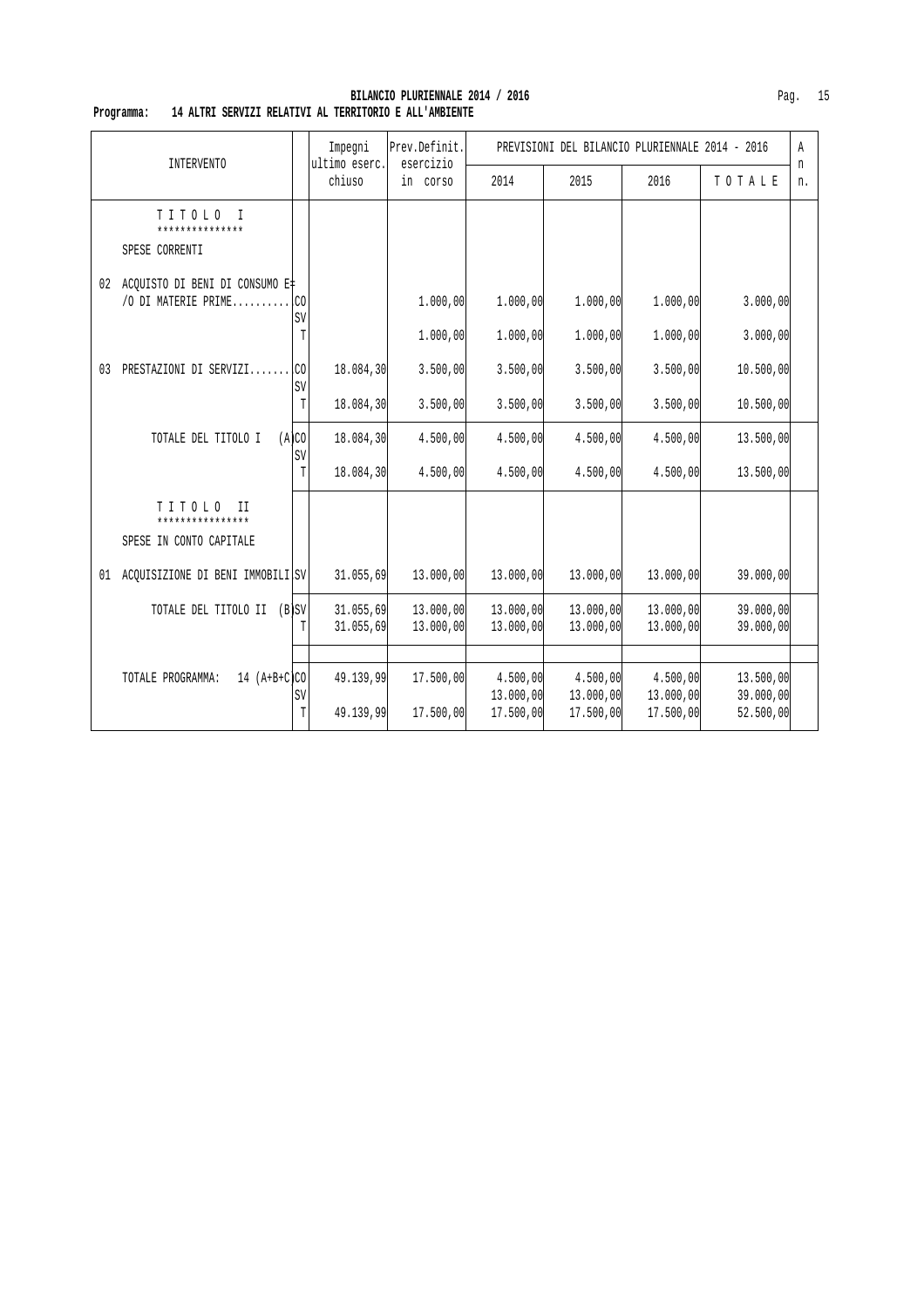**BILANCIO PLURIENNALE 2014 / 2016**

**Programma: 14 ALTRI SERVIZI RELATIVI AL TERRITORIO E ALL'AMBIENTE**

| INTERVENTO | | Impegni ultimo eserc. chiuso | Prev.Definit. esercizio in corso | PREVISIONI DEL BILANCIO PLURIENNALE 2014 - 2016 2014 | 2015 | 2016 | T O T A L E | A n n. |
|---|---|---|---|---|---|---|---|---|
| T I T O L O I *************** SPESE CORRENTI | | | | | | | | |
| 02 ACQUISTO DI BENI DI CONSUMO E/O DI MATERIE PRIME.......... | CO | | 1.000,00 | 1.000,00 | 1.000,00 | 1.000,00 | 3.000,00 | |
| | SV | | | | | | | |
| | T | | 1.000,00 | 1.000,00 | 1.000,00 | 1.000,00 | 3.000,00 | |
| 03 PRESTAZIONI DI SERVIZI....... | CO | 18.084,30 | 3.500,00 | 3.500,00 | 3.500,00 | 3.500,00 | 10.500,00 | |
| | SV | | | | | | | |
| | T | 18.084,30 | 3.500,00 | 3.500,00 | 3.500,00 | 3.500,00 | 10.500,00 | |
| TOTALE DEL TITOLO I (A) | CO | 18.084,30 | 4.500,00 | 4.500,00 | 4.500,00 | 4.500,00 | 13.500,00 | |
| | SV | | | | | | | |
| | T | 18.084,30 | 4.500,00 | 4.500,00 | 4.500,00 | 4.500,00 | 13.500,00 | |
| T I T O L O II **************** SPESE IN CONTO CAPITALE | | | | | | | | |
| 01 ACQUISIZIONE DI BENI IMMOBILI | SV | 31.055,69 | 13.000,00 | 13.000,00 | 13.000,00 | 13.000,00 | 39.000,00 | |
| TOTALE DEL TITOLO II (B) | SV | 31.055,69 | 13.000,00 | 13.000,00 | 13.000,00 | 13.000,00 | 39.000,00 | |
| | T | 31.055,69 | 13.000,00 | 13.000,00 | 13.000,00 | 13.000,00 | 39.000,00 | |
| TOTALE PROGRAMMA: 14 (A+B+C) | CO | 49.139,99 | 17.500,00 | 4.500,00 | 4.500,00 | 4.500,00 | 13.500,00 | |
| | SV | | | 13.000,00 | 13.000,00 | 13.000,00 | 39.000,00 | |
| | T | 49.139,99 | 17.500,00 | 17.500,00 | 17.500,00 | 17.500,00 | 52.500,00 | |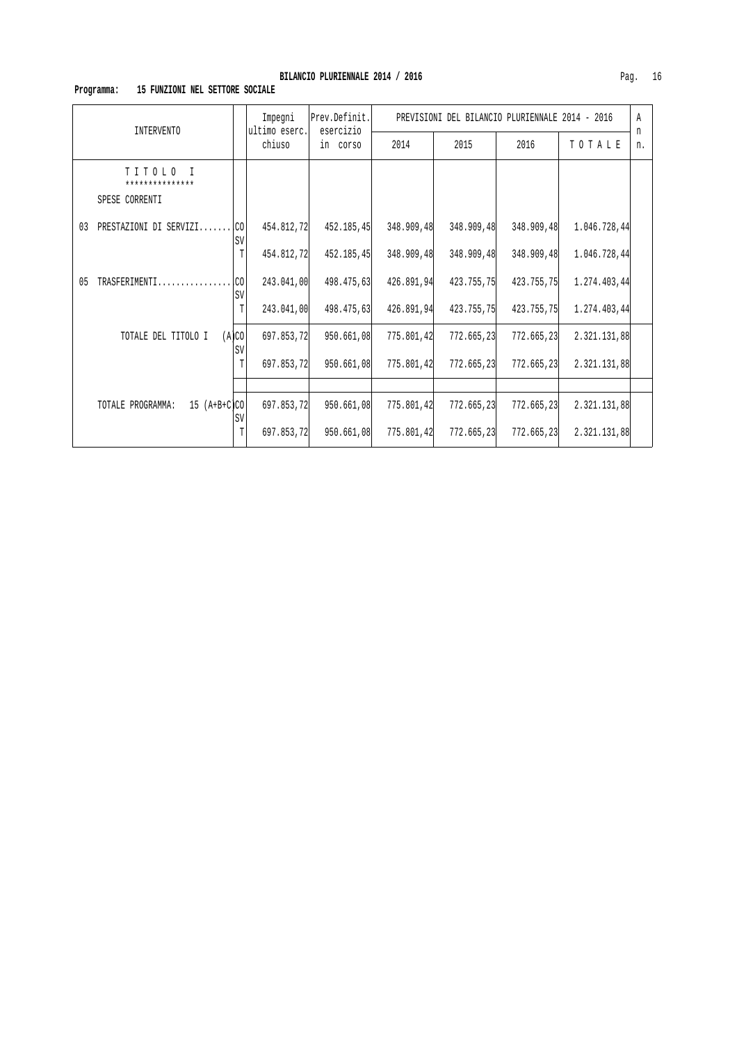**BILANCIO PLURIENNALE 2014 / 2016**

**Programma: 15 FUNZIONI NEL SETTORE SOCIALE**

| INTERVENTO | | Impegni ultimo eserc. chiuso | Prev.Definit. esercizio in corso | PREVISIONI DEL BILANCIO PLURIENNALE 2014 - 2016 2014 | 2015 | 2016 | TOTALE | An n. |
|---|---|---|---|---|---|---|---|---|
| TITOLO I *************** SPESE CORRENTI | | | | | | | | |
| 03 PRESTAZIONI DI SERVIZI....... | CO | 454.812,72 | 452.185,45 | 348.909,48 | 348.909,48 | 348.909,48 | 1.046.728,44 | |
| | SV | | | | | | | |
| | T | 454.812,72 | 452.185,45 | 348.909,48 | 348.909,48 | 348.909,48 | 1.046.728,44 | |
| 05 TRASFERIMENTI................ | CO | 243.041,00 | 498.475,63 | 426.891,94 | 423.755,75 | 423.755,75 | 1.274.403,44 | |
| | SV | | | | | | | |
| | T | 243.041,00 | 498.475,63 | 426.891,94 | 423.755,75 | 423.755,75 | 1.274.403,44 | |
| TOTALE DEL TITOLO I (A) | CO | 697.853,72 | 950.661,08 | 775.801,42 | 772.665,23 | 772.665,23 | 2.321.131,88 | |
| | SV | | | | | | | |
| | T | 697.853,72 | 950.661,08 | 775.801,42 | 772.665,23 | 772.665,23 | 2.321.131,88 | |
| TOTALE PROGRAMMA: 15 (A+B+C) | CO | 697.853,72 | 950.661,08 | 775.801,42 | 772.665,23 | 772.665,23 | 2.321.131,88 | |
| | SV | | | | | | | |
| | T | 697.853,72 | 950.661,08 | 775.801,42 | 772.665,23 | 772.665,23 | 2.321.131,88 | |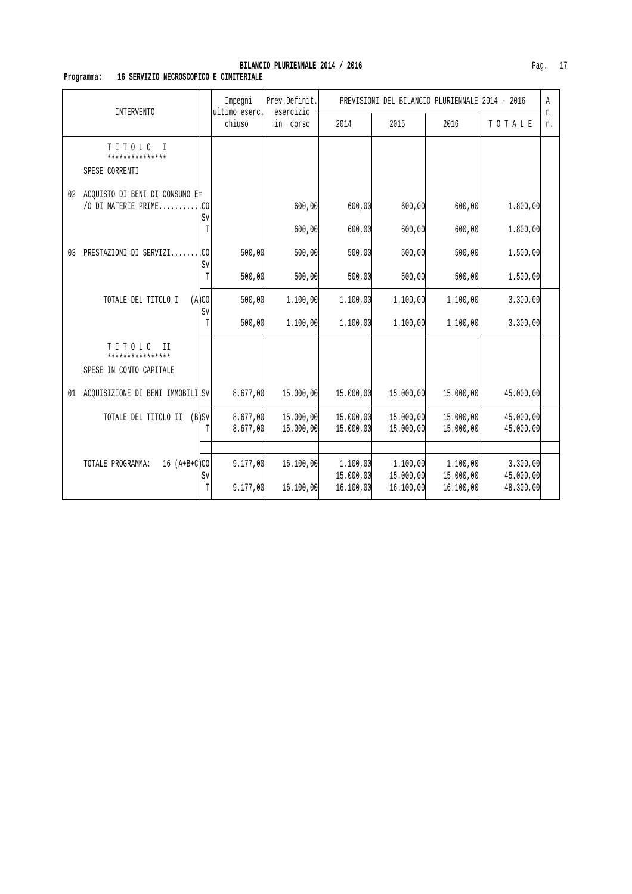**BILANCIO PLURIENNALE 2014 / 2016**

**Programma: 16 SERVIZIO NECROSCOPICO E CIMITERIALE**

| INTERVENTO | | Impegni ultimo eserc. chiuso | Prev.Definit. esercizio in corso | PREVISIONI DEL BILANCIO PLURIENNALE 2014 - 2016 | | | | A n n. |
|---|---|---|---|---|---|---|---|---|
| | | | | 2014 | 2015 | 2016 | T O T A L E | |
| T I T O L O I *************** | | | | | | | | |
| SPESE CORRENTI | | | | | | | | |
| 02 ACQUISTO DI BENI DI CONSUMO E/O DI MATERIE PRIME.......... | CO | | 600,00 | 600,00 | 600,00 | 600,00 | 1.800,00 | |
| | SV | | | | | | | |
| | T | | 600,00 | 600,00 | 600,00 | 600,00 | 1.800,00 | |
| 03 PRESTAZIONI DI SERVIZI....... | CO | 500,00 | 500,00 | 500,00 | 500,00 | 500,00 | 1.500,00 | |
| | SV | | | | | | | |
| | T | 500,00 | 500,00 | 500,00 | 500,00 | 500,00 | 1.500,00 | |
| TOTALE DEL TITOLO I (A) | CO | 500,00 | 1.100,00 | 1.100,00 | 1.100,00 | 1.100,00 | 3.300,00 | |
| | SV | | | | | | | |
| | T | 500,00 | 1.100,00 | 1.100,00 | 1.100,00 | 1.100,00 | 3.300,00 | |
| T I T O L O II **************** | | | | | | | | |
| SPESE IN CONTO CAPITALE | | | | | | | | |
| 01 ACQUISIZIONE DI BENI IMMOBILI | SV | 8.677,00 | 15.000,00 | 15.000,00 | 15.000,00 | 15.000,00 | 45.000,00 | |
| TOTALE DEL TITOLO II (B) | SV | 8.677,00 | 15.000,00 | 15.000,00 | 15.000,00 | 15.000,00 | 45.000,00 | |
| | T | 8.677,00 | 15.000,00 | 15.000,00 | 15.000,00 | 15.000,00 | 45.000,00 | |
| TOTALE PROGRAMMA: 16 (A+B+C) | CO | 9.177,00 | 16.100,00 | 1.100,00 | 1.100,00 | 1.100,00 | 3.300,00 | |
| | SV | | | 15.000,00 | 15.000,00 | 15.000,00 | 45.000,00 | |
| | T | 9.177,00 | 16.100,00 | 16.100,00 | 16.100,00 | 16.100,00 | 48.300,00 | |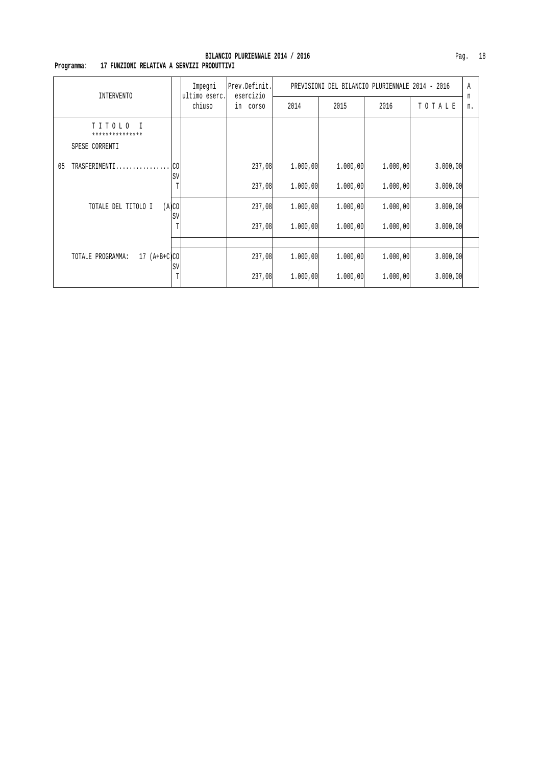**BILANCIO PLURIENNALE 2014 / 2016**

**Programma: 17 FUNZIONI RELATIVA A SERVIZI PRODUTTIVI**

| INTERVENTO | | Impegni ultimo eserc. chiuso | Prev.Definit. esercizio in corso | PREVISIONI DEL BILANCIO PLURIENNALE 2014 - 2016 | | | | A n n. |
|---|---|---|---|---|---|---|---|---|
| | | | | 2014 | 2015 | 2016 | T O T A L E | |
| T I T O L O I *************** SPESE CORRENTI | | | | | | | | |
| 05 TRASFERIMENTI................ | CO | | 237,08 | 1.000,00 | 1.000,00 | 1.000,00 | 3.000,00 | |
| | SV | | | | | | | |
| | T | | 237,08 | 1.000,00 | 1.000,00 | 1.000,00 | 3.000,00 | |
| TOTALE DEL TITOLO I (A) | CO | | 237,08 | 1.000,00 | 1.000,00 | 1.000,00 | 3.000,00 | |
| | SV | | | | | | | |
| | T | | 237,08 | 1.000,00 | 1.000,00 | 1.000,00 | 3.000,00 | |
| TOTALE PROGRAMMA: 17 (A+B+C) | CO | | 237,08 | 1.000,00 | 1.000,00 | 1.000,00 | 3.000,00 | |
| | SV | | | | | | | |
| | T | | 237,08 | 1.000,00 | 1.000,00 | 1.000,00 | 3.000,00 | |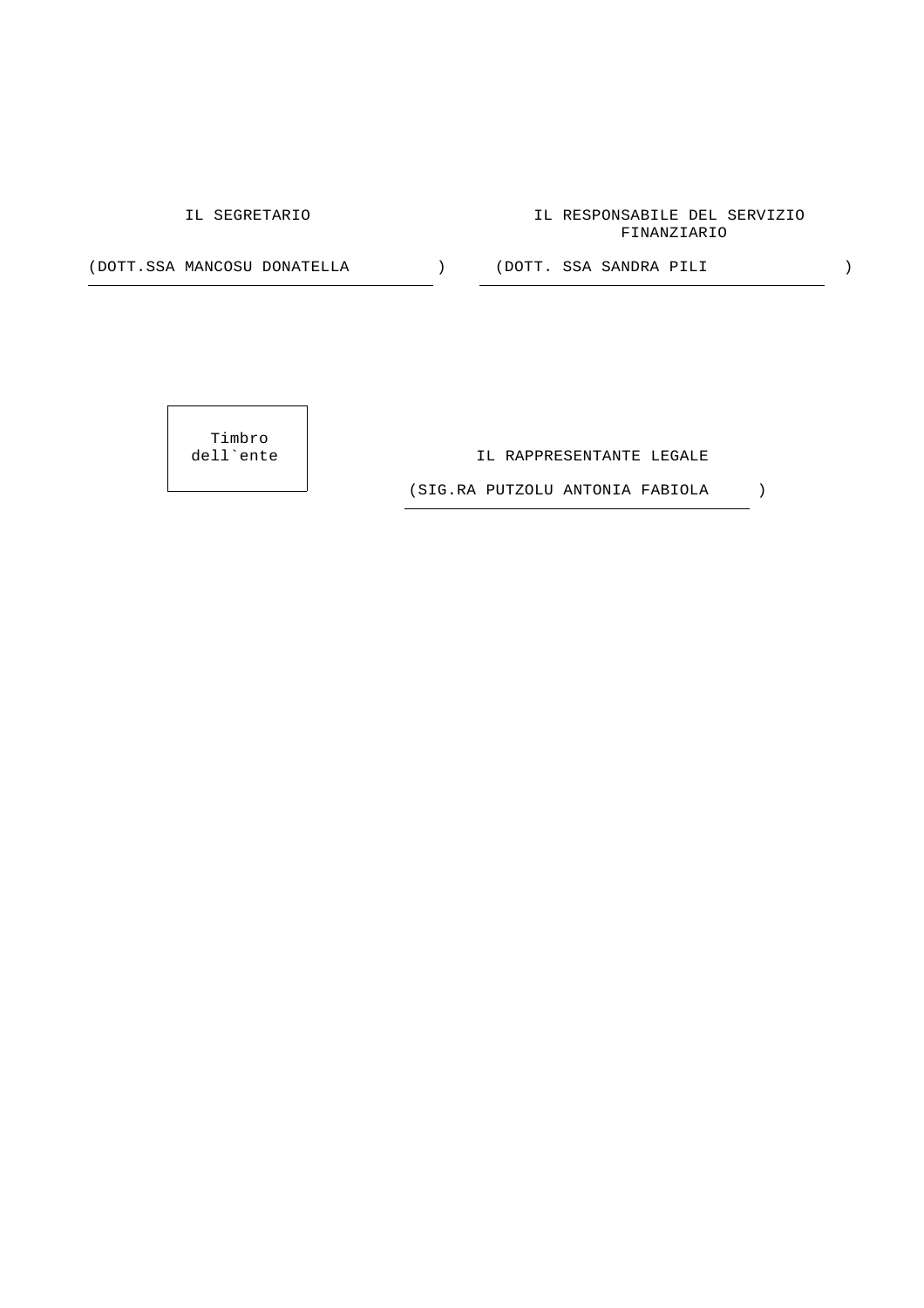| IL SEGRETARIO | IL RESPONSABILE DEL SERVIZIO FINANZIARIO |
|---|---|
| (DOTT.SSA MANCOSU DONATELLA ) | (DOTT. SSA SANDRA PILI ) |

Timbro dell`ente

IL RAPPRESENTANTE LEGALE

(SIG.RA PUTZOLU ANTONIA FABIOLA )